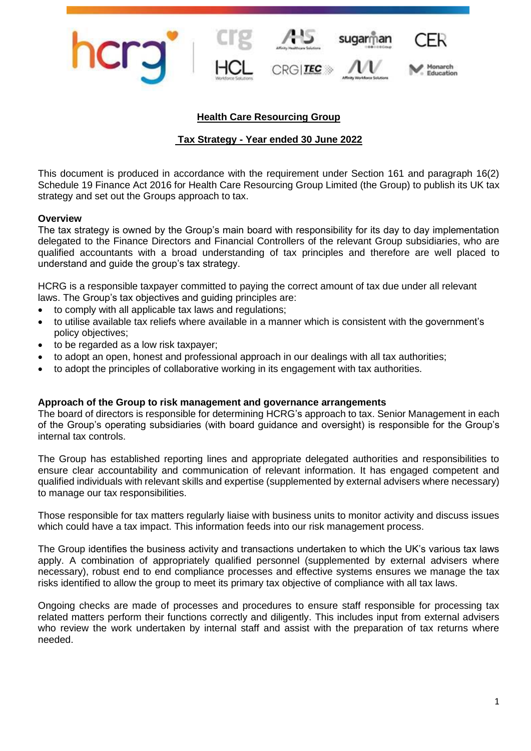# Health Care Resourcing Group

## Tax Strategy - Year ended 30 June 2022

This document is produced in accordance with the requirement under Section 161 and paragraph 16(2) Schedule 19 Finance Act 2016 for Health Care Resourcing Group Limited (the Group) to publish its UK tax strategy and set out the Groups approach to tax.

**Overview**

The tax strategy is owned by the Group's main board with responsibility for its day to day implementation delegated to the Finance Directors and Financial Controllers of the relevant Group subsidiaries, who are qualified accountants with a broad understanding of tax principles and therefore are well placed to understand and guide the group's tax strategy.

HCRG is a responsible taxpayer committed to paying the correct amount of tax due under all relevant laws. The Group's tax objectives and guiding principles are:

- to comply with all applicable tax laws and regulations;
- to utilise available tax reliefs where available in a manner which is consistent with the government's policy objectives;
- to be regarded as a low risk taxpayer;
- to adopt an open, honest and professional approach in our dealings with all tax authorities;
- to adopt the principles of collaborative working in its engagement with tax authorities.

**Approach of the Group to risk management and governance arrangements**

The board of directors is responsible for determining HCRG's approach to tax. Senior Management in each of the Group's operating subsidiaries (with board guidance and oversight) is responsible for the Group's internal tax controls.

The Group has established reporting lines and appropriate delegated authorities and responsibilities to ensure clear accountability and communication of relevant information. It has engaged competent and qualified individuals with relevant skills and expertise (supplemented by external advisers where necessary) to manage our tax responsibilities.

Those responsible for tax matters regularly liaise with business units to monitor activity and discuss issues which could have a tax impact. This information feeds into our risk management process.

The Group identifies the business activity and transactions undertaken to which the UK's various tax laws apply. A combination of appropriately qualified personnel (supplemented by external advisers where necessary), robust end to end compliance processes and effective systems ensures we manage the tax risks identified to allow the group to meet its primary tax objective of compliance with all tax laws.

Ongoing checks are made of processes and procedures to ensure staff responsible for processing tax related matters perform their functions correctly and diligently. This includes input from external advisers who review the work undertaken by internal staff and assist with the preparation of tax returns where needed.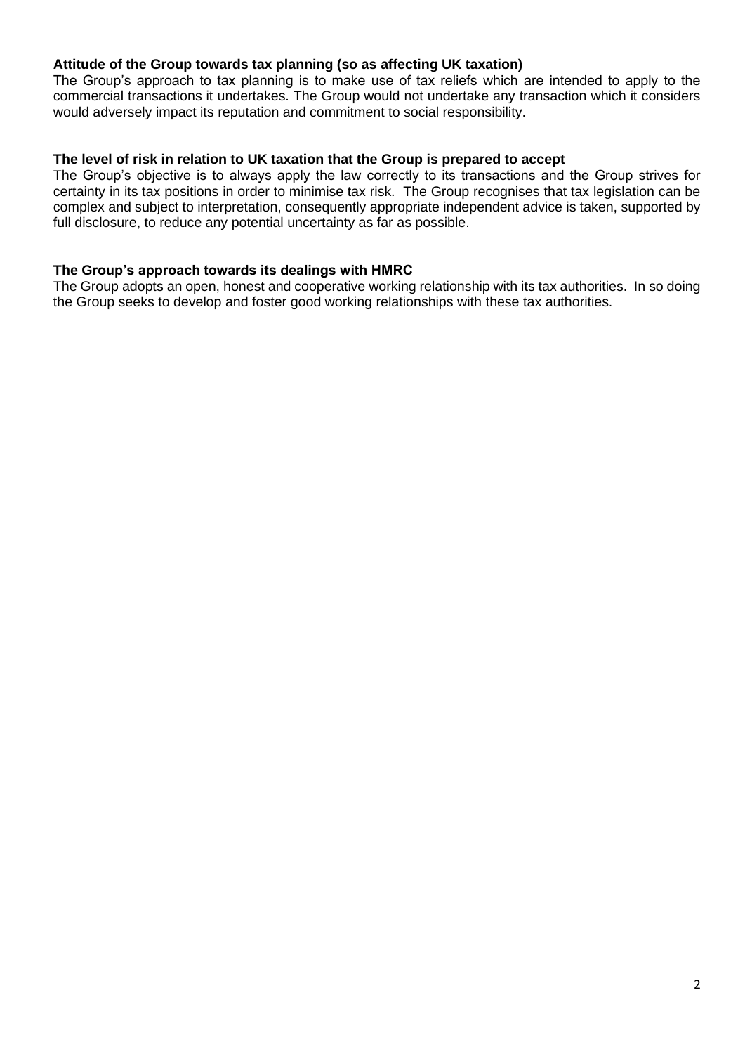**Attitude of the Group towards tax planning (so as affecting UK taxation)**

The Group's approach to tax planning is to make use of tax reliefs which are intended to apply to the commercial transactions it undertakes. The Group would not undertake any transaction which it considers would adversely impact its reputation and commitment to social responsibility.

**The level of risk in relation to UK taxation that the Group is prepared to accept**

The Group's objective is to always apply the law correctly to its transactions and the Group strives for certainty in its tax positions in order to minimise tax risk. The Group recognises that tax legislation can be complex and subject to interpretation, consequently appropriate independent advice is taken, supported by full disclosure, to reduce any potential uncertainty as far as possible.

**The Group's approach towards its dealings with HMRC**

The Group adopts an open, honest and cooperative working relationship with its tax authorities. In so doing the Group seeks to develop and foster good working relationships with these tax authorities.